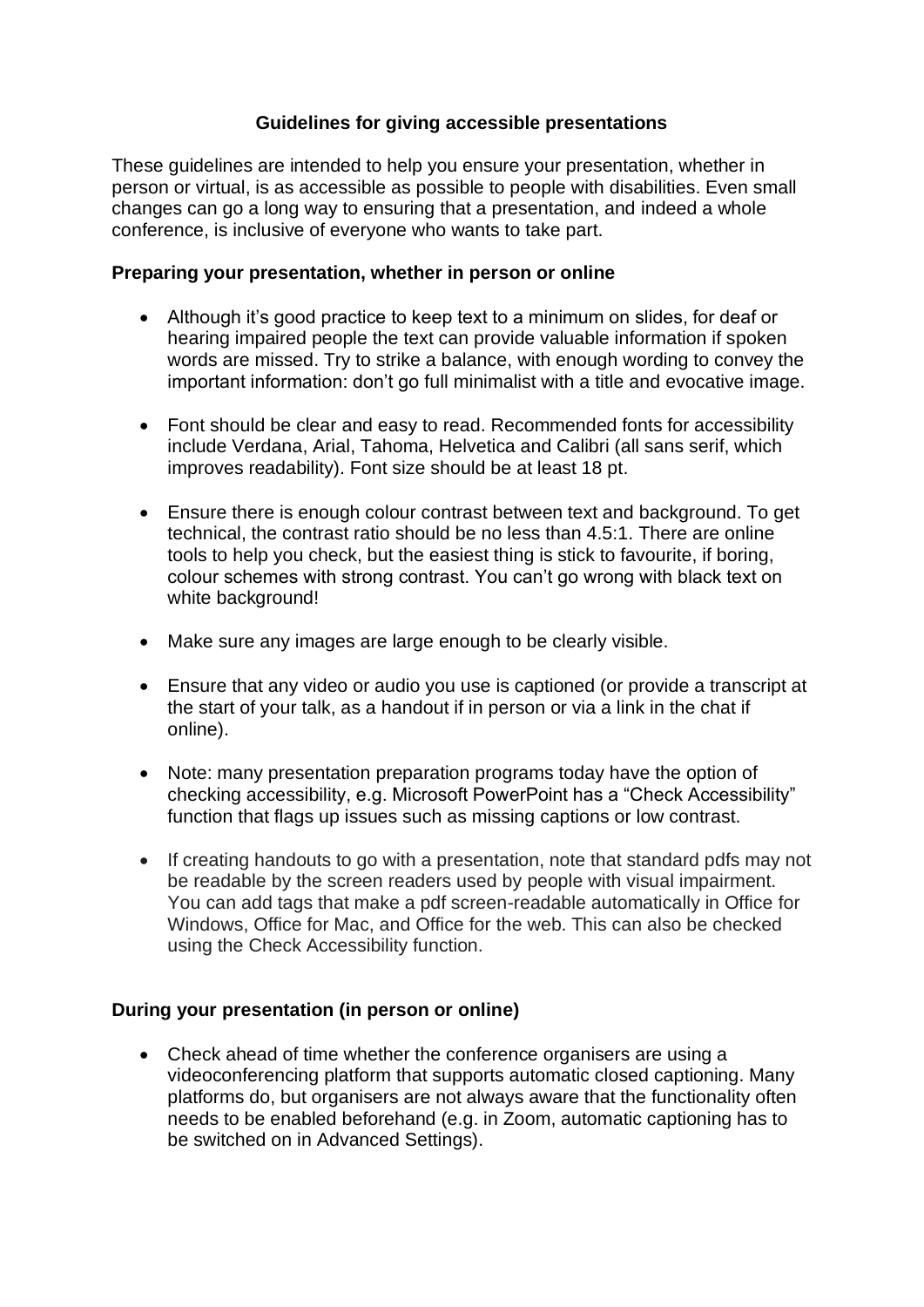# Guidelines for giving accessible presentations

These guidelines are intended to help you ensure your presentation, whether in person or virtual, is as accessible as possible to people with disabilities. Even small changes can go a long way to ensuring that a presentation, and indeed a whole conference, is inclusive of everyone who wants to take part.

## Preparing your presentation, whether in person or online

- Although it's good practice to keep text to a minimum on slides, for deaf or hearing impaired people the text can provide valuable information if spoken words are missed. Try to strike a balance, with enough wording to convey the important information: don't go full minimalist with a title and evocative image.

- Font should be clear and easy to read. Recommended fonts for accessibility include Verdana, Arial, Tahoma, Helvetica and Calibri (all sans serif, which improves readability). Font size should be at least 18 pt.

- Ensure there is enough colour contrast between text and background. To get technical, the contrast ratio should be no less than 4.5:1. There are online tools to help you check, but the easiest thing is stick to favourite, if boring, colour schemes with strong contrast. You can't go wrong with black text on white background!

- Make sure any images are large enough to be clearly visible.

- Ensure that any video or audio you use is captioned (or provide a transcript at the start of your talk, as a handout if in person or via a link in the chat if online).

- Note: many presentation preparation programs today have the option of checking accessibility, e.g. Microsoft PowerPoint has a "Check Accessibility" function that flags up issues such as missing captions or low contrast.

- If creating handouts to go with a presentation, note that standard pdfs may not be readable by the screen readers used by people with visual impairment. You can add tags that make a pdf screen-readable automatically in Office for Windows, Office for Mac, and Office for the web. This can also be checked using the Check Accessibility function.

## During your presentation (in person or online)

- Check ahead of time whether the conference organisers are using a videoconferencing platform that supports automatic closed captioning. Many platforms do, but organisers are not always aware that the functionality often needs to be enabled beforehand (e.g. in Zoom, automatic captioning has to be switched on in Advanced Settings).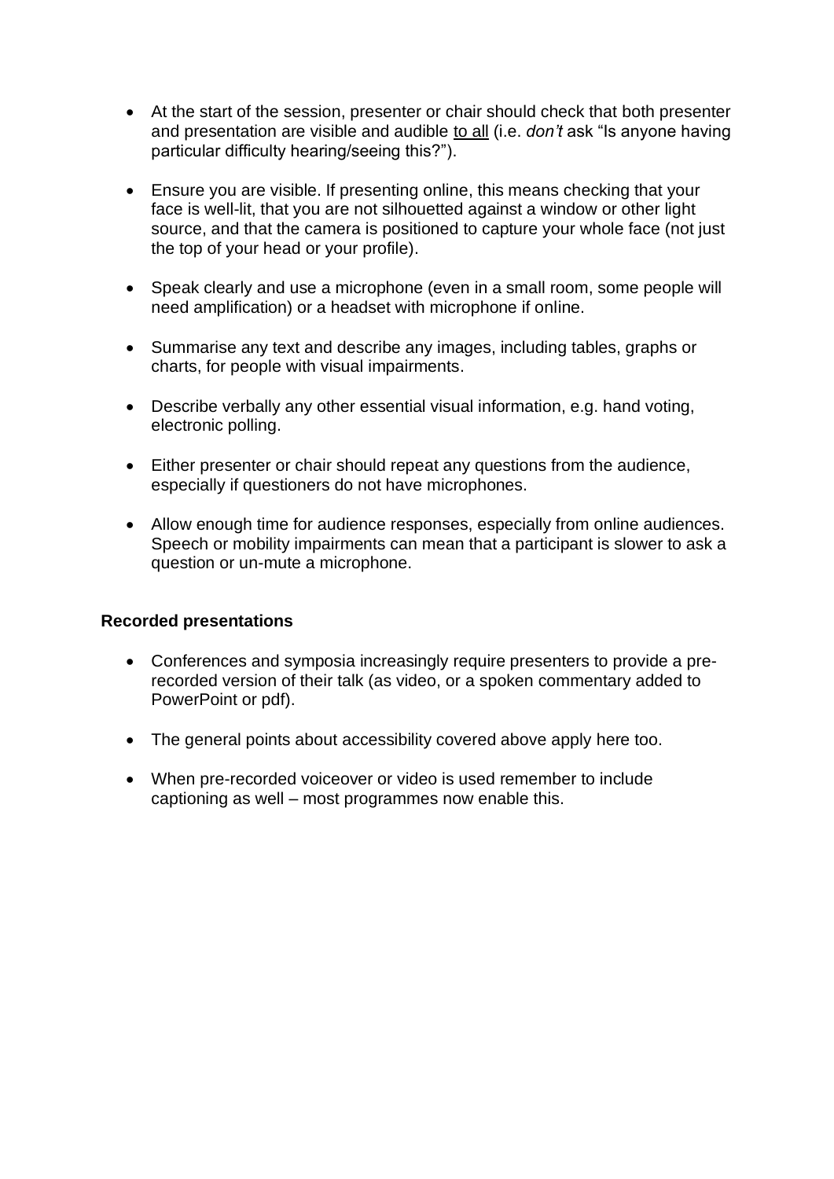- At the start of the session, presenter or chair should check that both presenter and presentation are visible and audible <u>to all</u> (i.e. *don't* ask "Is anyone having particular difficulty hearing/seeing this?").

- Ensure you are visible. If presenting online, this means checking that your face is well-lit, that you are not silhouetted against a window or other light source, and that the camera is positioned to capture your whole face (not just the top of your head or your profile).

- Speak clearly and use a microphone (even in a small room, some people will need amplification) or a headset with microphone if online.

- Summarise any text and describe any images, including tables, graphs or charts, for people with visual impairments.

- Describe verbally any other essential visual information, e.g. hand voting, electronic polling.

- Either presenter or chair should repeat any questions from the audience, especially if questioners do not have microphones.

- Allow enough time for audience responses, especially from online audiences. Speech or mobility impairments can mean that a participant is slower to ask a question or un-mute a microphone.

**Recorded presentations**

- Conferences and symposia increasingly require presenters to provide a pre-recorded version of their talk (as video, or a spoken commentary added to PowerPoint or pdf).

- The general points about accessibility covered above apply here too.

- When pre-recorded voiceover or video is used remember to include captioning as well – most programmes now enable this.